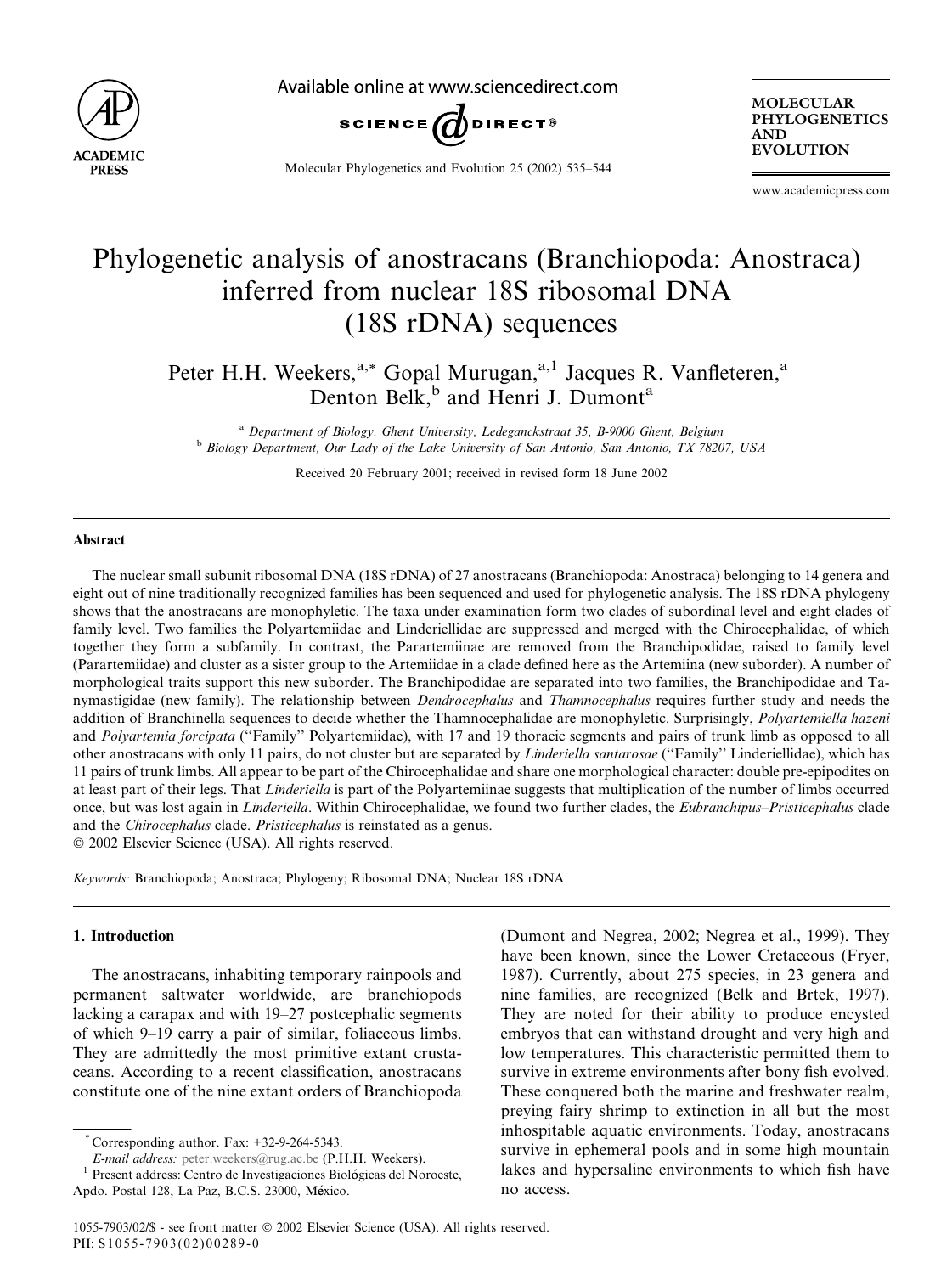# Phylogenetic analysis of anostracans (Branchiopoda: Anostraca) inferred from nuclear 18S ribosomal DNA (18S rDNA) sequences

Peter H.H. Weekers,[a,*] Gopal Murugan,[a,1] Jacques R. Vanfleteren,[a] Denton Belk,[b] and Henri J. Dumont[a]

[a] Department of Biology, Ghent University, Ledeganckstraat 35, B-9000 Ghent, Belgium
[b] Biology Department, Our Lady of the Lake University of San Antonio, San Antonio, TX 78207, USA

Received 20 February 2001; received in revised form 18 June 2002

## Abstract

The nuclear small subunit ribosomal DNA (18S rDNA) of 27 anostracans (Branchiopoda: Anostraca) belonging to 14 genera and eight out of nine traditionally recognized families has been sequenced and used for phylogenetic analysis. The 18S rDNA phylogeny shows that the anostracans are monophyletic. The taxa under examination form two clades of subordinal level and eight clades of family level. Two families the Polyartemiidae and Linderiellidae are suppressed and merged with the Chirocephalidae, of which together they form a subfamily. In contrast, the Parartemiinae are removed from the Branchipodidae, raised to family level (Parartemiidae) and cluster as a sister group to the Artemiidae in a clade defined here as the Artemiina (new suborder). A number of morphological traits support this new suborder. The Branchipodidae are separated into two families, the Branchipodidae and Tanymastigidae (new family). The relationship between *Dendrocephalus* and *Thamnocephalus* requires further study and needs the addition of Branchinella sequences to decide whether the Thamnocephalidae are monophyletic. Surprisingly, *Polyartemiella hazeni* and *Polyartemia forcipata* (''Family'' Polyartemiidae), with 17 and 19 thoracic segments and pairs of trunk limb as opposed to all other anostracans with only 11 pairs, do not cluster but are separated by *Linderiella santarosae* (''Family'' Linderiellidae), which has 11 pairs of trunk limbs. All appear to be part of the Chirocephalidae and share one morphological character: double pre-epipodites on at least part of their legs. That *Linderiella* is part of the Polyartemiinae suggests that multiplication of the number of limbs occurred once, but was lost again in *Linderiella*. Within Chirocephalidae, we found two further clades, the *Eubranchipus–Pristicephalus* clade and the *Chirocephalus* clade. *Pristicephalus* is reinstated as a genus.

© 2002 Elsevier Science (USA). All rights reserved.

*Keywords:* Branchiopoda; Anostraca; Phylogeny; Ribosomal DNA; Nuclear 18S rDNA

## 1. Introduction

The anostracans, inhabiting temporary rainpools and permanent saltwater worldwide, are branchiopods lacking a carapax and with 19–27 postcephalic segments of which 9–19 carry a pair of similar, foliaceous limbs. They are admittedly the most primitive extant crustaceans. According to a recent classification, anostracans constitute one of the nine extant orders of Branchiopoda (Dumont and Negrea, 2002; Negrea et al., 1999). They have been known, since the Lower Cretaceous (Fryer, 1987). Currently, about 275 species, in 23 genera and nine families, are recognized (Belk and Brtek, 1997). They are noted for their ability to produce encysted embryos that can withstand drought and very high and low temperatures. This characteristic permitted them to survive in extreme environments after bony fish evolved. These conquered both the marine and freshwater realm, preying fairy shrimp to extinction in all but the most inhospitable aquatic environments. Today, anostracans survive in ephemeral pools and in some high mountain lakes and hypersaline environments to which fish have no access.

* Corresponding author. Fax: +32-9-264-5343.
*E-mail address:* peter.weekers@rug.ac.be (P.H.H. Weekers).
[1] Present address: Centro de Investigaciones Biológicas del Noroeste, Apdo. Postal 128, La Paz, B.C.S. 23000, México.

1055-7903/02/$ - see front matter © 2002 Elsevier Science (USA). All rights reserved.
PII: S1055-7903(02)00289-0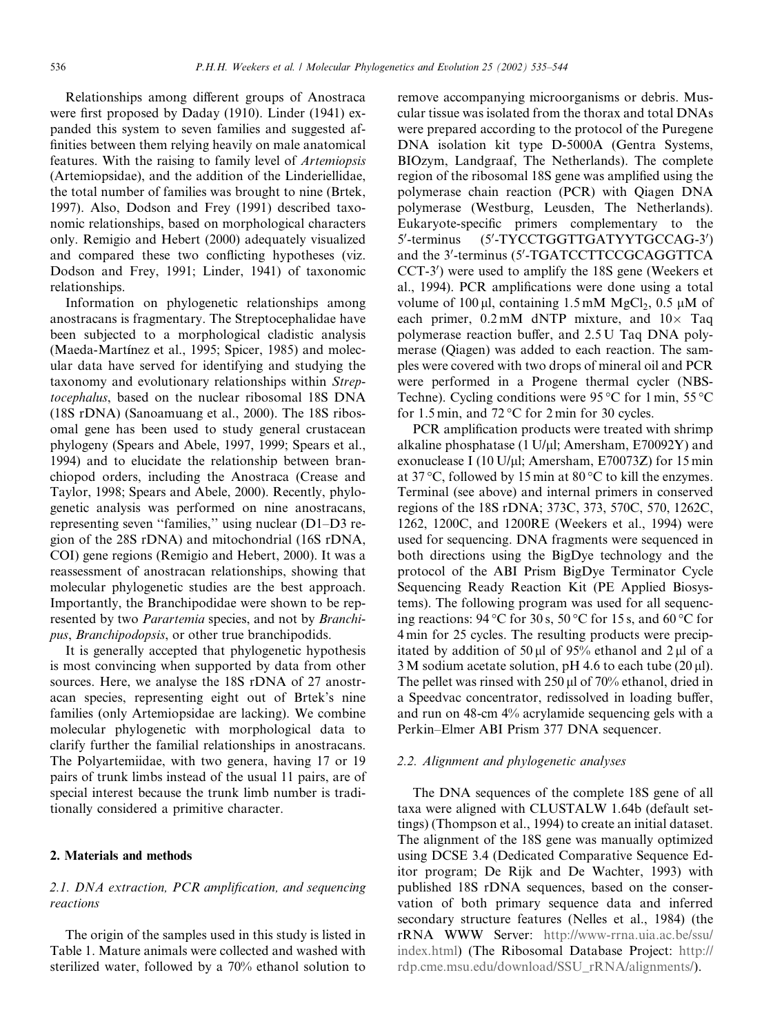Relationships among different groups of Anostraca were first proposed by Daday (1910). Linder (1941) expanded this system to seven families and suggested affinities between them relying heavily on male anatomical features. With the raising to family level of *Artemiopsis* (Artemiopsidae), and the addition of the Linderiellidae, the total number of families was brought to nine (Brtek, 1997). Also, Dodson and Frey (1991) described taxonomic relationships, based on morphological characters only. Remigio and Hebert (2000) adequately visualized and compared these two conflicting hypotheses (viz. Dodson and Frey, 1991; Linder, 1941) of taxonomic relationships.

Information on phylogenetic relationships among anostracans is fragmentary. The Streptocephalidae have been subjected to a morphological cladistic analysis (Maeda-Martínez et al., 1995; Spicer, 1985) and molecular data have served for identifying and studying the taxonomy and evolutionary relationships within *Streptocephalus*, based on the nuclear ribosomal 18S DNA (18S rDNA) (Sanoamuang et al., 2000). The 18S ribosomal gene has been used to study general crustacean phylogeny (Spears and Abele, 1997, 1999; Spears et al., 1994) and to elucidate the relationship between branchiopod orders, including the Anostraca (Crease and Taylor, 1998; Spears and Abele, 2000). Recently, phylogenetic analysis was performed on nine anostracans, representing seven "families," using nuclear (D1–D3 region of the 28S rDNA) and mitochondrial (16S rDNA, COI) gene regions (Remigio and Hebert, 2000). It was a reassessment of anostracan relationships, showing that molecular phylogenetic studies are the best approach. Importantly, the Branchipodidae were shown to be represented by two *Parartemia* species, and not by *Branchipus*, *Branchipodopsis*, or other true branchipodids.

It is generally accepted that phylogenetic hypothesis is most convincing when supported by data from other sources. Here, we analyse the 18S rDNA of 27 anostracan species, representing eight out of Brtek's nine families (only Artemiopsidae are lacking). We combine molecular phylogenetic with morphological data to clarify further the familial relationships in anostracans. The Polyartemiidae, with two genera, having 17 or 19 pairs of trunk limbs instead of the usual 11 pairs, are of special interest because the trunk limb number is traditionally considered a primitive character.

## 2. Materials and methods

### 2.1. DNA extraction, PCR amplification, and sequencing reactions

The origin of the samples used in this study is listed in Table 1. Mature animals were collected and washed with sterilized water, followed by a 70% ethanol solution to remove accompanying microorganisms or debris. Muscular tissue was isolated from the thorax and total DNAs were prepared according to the protocol of the Puregene DNA isolation kit type D-5000A (Gentra Systems, BIOzym, Landgraaf, The Netherlands). The complete region of the ribosomal 18S gene was amplified using the polymerase chain reaction (PCR) with Qiagen DNA polymerase (Westburg, Leusden, The Netherlands). Eukaryote-specific primers complementary to the 5′-terminus (5′-TYCCTGGTTGATYYTGCCAG-3′) and the 3′-terminus (5′-TGATCCTTCCGCAGGTTCA CCT-3′) were used to amplify the 18S gene (Weekers et al., 1994). PCR amplifications were done using a total volume of 100 μl, containing 1.5 mM $MgCl_2$, 0.5 μM of each primer, 0.2 mM dNTP mixture, and 10× Taq polymerase reaction buffer, and 2.5 U Taq DNA polymerase (Qiagen) was added to each reaction. The samples were covered with two drops of mineral oil and PCR were performed in a Progene thermal cycler (NBS-Techne). Cycling conditions were 95 °C for 1 min, 55 °C for 1.5 min, and 72 °C for 2 min for 30 cycles.

PCR amplification products were treated with shrimp alkaline phosphatase (1 U/μl; Amersham, E70092Y) and exonuclease I (10 U/μl; Amersham, E70073Z) for 15 min at 37 °C, followed by 15 min at 80 °C to kill the enzymes. Terminal (see above) and internal primers in conserved regions of the 18S rDNA; 373C, 373, 570C, 570, 1262C, 1262, 1200C, and 1200RE (Weekers et al., 1994) were used for sequencing. DNA fragments were sequenced in both directions using the BigDye technology and the protocol of the ABI Prism BigDye Terminator Cycle Sequencing Ready Reaction Kit (PE Applied Biosystems). The following program was used for all sequencing reactions: 94 °C for 30 s, 50 °C for 15 s, and 60 °C for 4 min for 25 cycles. The resulting products were precipitated by addition of 50 μl of 95% ethanol and 2 μl of a 3 M sodium acetate solution, pH 4.6 to each tube (20 μl). The pellet was rinsed with 250 μl of 70% ethanol, dried in a Speedvac concentrator, redissolved in loading buffer, and run on 48-cm 4% acrylamide sequencing gels with a Perkin–Elmer ABI Prism 377 DNA sequencer.

### 2.2. Alignment and phylogenetic analyses

The DNA sequences of the complete 18S gene of all taxa were aligned with CLUSTALW 1.64b (default settings) (Thompson et al., 1994) to create an initial dataset. The alignment of the 18S gene was manually optimized using DCSE 3.4 (Dedicated Comparative Sequence Editor program; De Rijk and De Wachter, 1993) with published 18S rDNA sequences, based on the conservation of both primary sequence data and inferred secondary structure features (Nelles et al., 1984) (the rRNA WWW Server: http://www-rrna.uia.ac.be/ssu/index.html) (The Ribosomal Database Project: http://rdp.cme.msu.edu/download/SSU_rRNA/alignments/).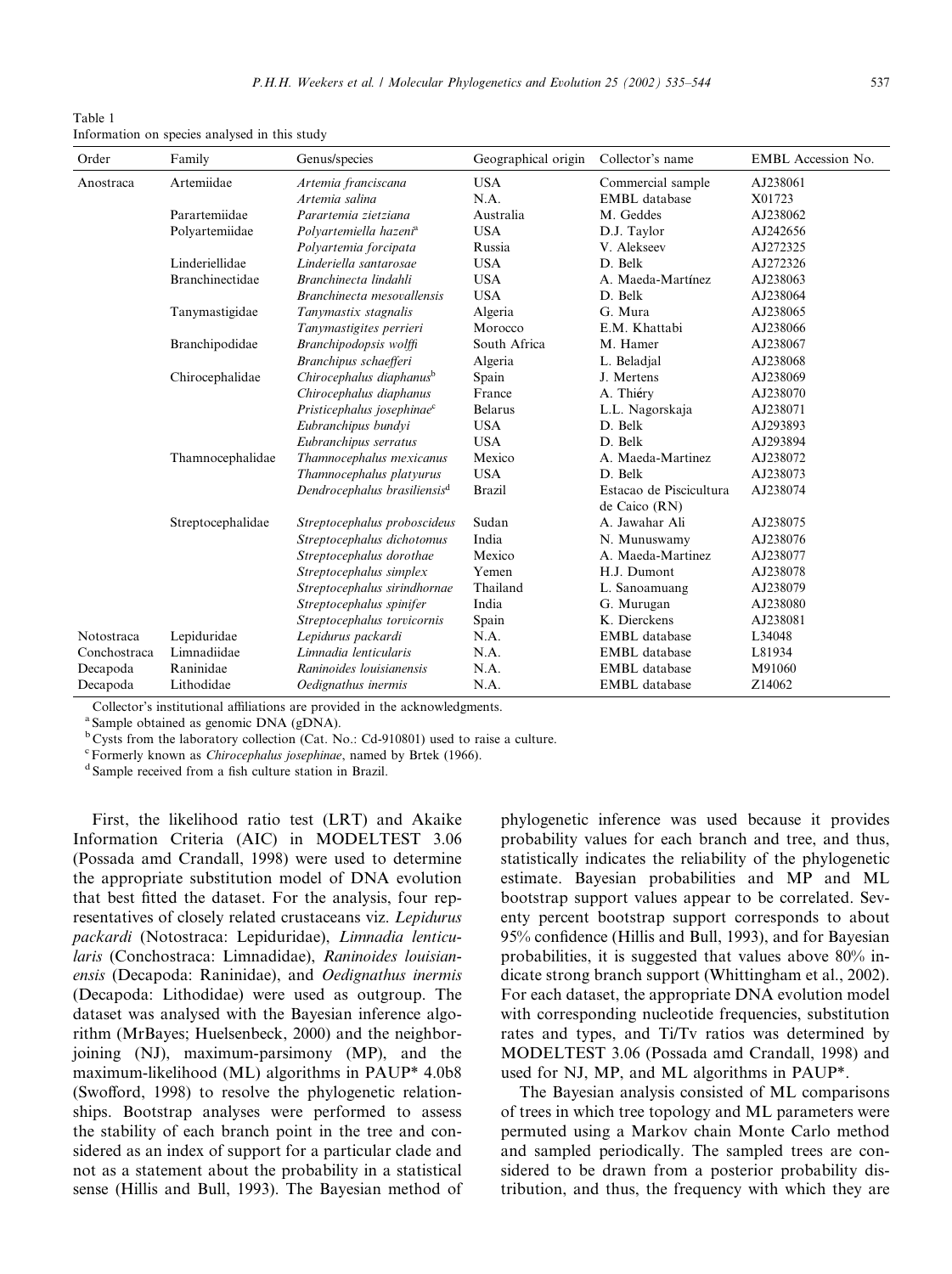Table 1
Information on species analysed in this study

| Order | Family | Genus/species | Geographical origin | Collector's name | EMBL Accession No. |
|---|---|---|---|---|---|
| Anostraca | Artemiidae | *Artemia franciscana* | USA | Commercial sample | AJ238061 |
| | | *Artemia salina* | N.A. | EMBL database | X01723 |
| | Parartemiidae | *Parartemia zietziana* | Australia | M. Geddes | AJ238062 |
| | Polyartemiidae | *Polyartemiella hazeni*[a] | USA | D.J. Taylor | AJ242656 |
| | | *Polyartemia forcipata* | Russia | V. Alekseev | AJ272325 |
| | Linderiellidae | *Linderiella santarosae* | USA | D. Belk | AJ272326 |
| | Branchinectidae | *Branchinecta lindahli* | USA | A. Maeda-Martínez | AJ238063 |
| | | *Branchinecta mesovallensis* | USA | D. Belk | AJ238064 |
| | Tanymastigidae | *Tanymastix stagnalis* | Algeria | G. Mura | AJ238065 |
| | | *Tanymastigites perrieri* | Morocco | E.M. Khattabi | AJ238066 |
| | Branchipodidae | *Branchipodopsis wolffi* | South Africa | M. Hamer | AJ238067 |
| | | *Branchipus schaefferi* | Algeria | L. Beladjal | AJ238068 |
| | Chirocephalidae | *Chirocephalus diaphanus*[b] | Spain | J. Mertens | AJ238069 |
| | | *Chirocephalus diaphanus* | France | A. Thiéry | AJ238070 |
| | | *Pristicephalus josephinae*[c] | Belarus | L.L. Nagorskaja | AJ238071 |
| | | *Eubranchipus bundyi* | USA | D. Belk | AJ293893 |
| | | *Eubranchipus serratus* | USA | D. Belk | AJ293894 |
| | Thamnocephalidae | *Thamnocephalus mexicanus* | Mexico | A. Maeda-Martinez | AJ238072 |
| | | *Thamnocephalus platyurus* | USA | D. Belk | AJ238073 |
| | | *Dendrocephalus brasiliensis*[d] | Brazil | Estacao de Piscicultura de Caico (RN) | AJ238074 |
| | Streptocephalidae | *Streptocephalus proboscideus* | Sudan | A. Jawahar Ali | AJ238075 |
| | | *Streptocephalus dichotomus* | India | N. Munuswamy | AJ238076 |
| | | *Streptocephalus dorothae* | Mexico | A. Maeda-Martinez | AJ238077 |
| | | *Streptocephalus simplex* | Yemen | H.J. Dumont | AJ238078 |
| | | *Streptocephalus sirindhornae* | Thailand | L. Sanoamuang | AJ238079 |
| | | *Streptocephalus spinifer* | India | G. Murugan | AJ238080 |
| | | *Streptocephalus torvicornis* | Spain | K. Dierckens | AJ238081 |
| Notostraca | Lepiduridae | *Lepidurus packardi* | N.A. | EMBL database | L34048 |
| Conchostraca | Limnadiidae | *Limnadia lenticularis* | N.A. | EMBL database | L81934 |
| Decapoda | Raninidae | *Raninoides louisianensis* | N.A. | EMBL database | M91060 |
| Decapoda | Lithodidae | *Oedignathus inermis* | N.A. | EMBL database | Z14062 |

Collector's institutional affiliations are provided in the acknowledgments.

[a] Sample obtained as genomic DNA (gDNA).

[b] Cysts from the laboratory collection (Cat. No.: Cd-910801) used to raise a culture.

[c] Formerly known as *Chirocephalus josephinae*, named by Brtek (1966).

[d] Sample received from a fish culture station in Brazil.

First, the likelihood ratio test (LRT) and Akaike Information Criteria (AIC) in MODELTEST 3.06 (Possada amd Crandall, 1998) were used to determine the appropriate substitution model of DNA evolution that best fitted the dataset. For the analysis, four representatives of closely related crustaceans viz. *Lepidurus packardi* (Notostraca: Lepiduridae), *Limnadia lenticularis* (Conchostraca: Limnadidae), *Raninoides louisianensis* (Decapoda: Raninidae), and *Oedignathus inermis* (Decapoda: Lithodidae) were used as outgroup. The dataset was analysed with the Bayesian inference algorithm (MrBayes; Huelsenbeck, 2000) and the neighbor-joining (NJ), maximum-parsimony (MP), and the maximum-likelihood (ML) algorithms in PAUP* 4.0b8 (Swofford, 1998) to resolve the phylogenetic relationships. Bootstrap analyses were performed to assess the stability of each branch point in the tree and considered as an index of support for a particular clade and not as a statement about the probability in a statistical sense (Hillis and Bull, 1993). The Bayesian method of phylogenetic inference was used because it provides probability values for each branch and tree, and thus, statistically indicates the reliability of the phylogenetic estimate. Bayesian probabilities and MP and ML bootstrap support values appear to be correlated. Seventy percent bootstrap support corresponds to about 95% confidence (Hillis and Bull, 1993), and for Bayesian probabilities, it is suggested that values above 80% indicate strong branch support (Whittingham et al., 2002). For each dataset, the appropriate DNA evolution model with corresponding nucleotide frequencies, substitution rates and types, and Ti/Tv ratios was determined by MODELTEST 3.06 (Possada amd Crandall, 1998) and used for NJ, MP, and ML algorithms in PAUP*.

The Bayesian analysis consisted of ML comparisons of trees in which tree topology and ML parameters were permuted using a Markov chain Monte Carlo method and sampled periodically. The sampled trees are considered to be drawn from a posterior probability distribution, and thus, the frequency with which they are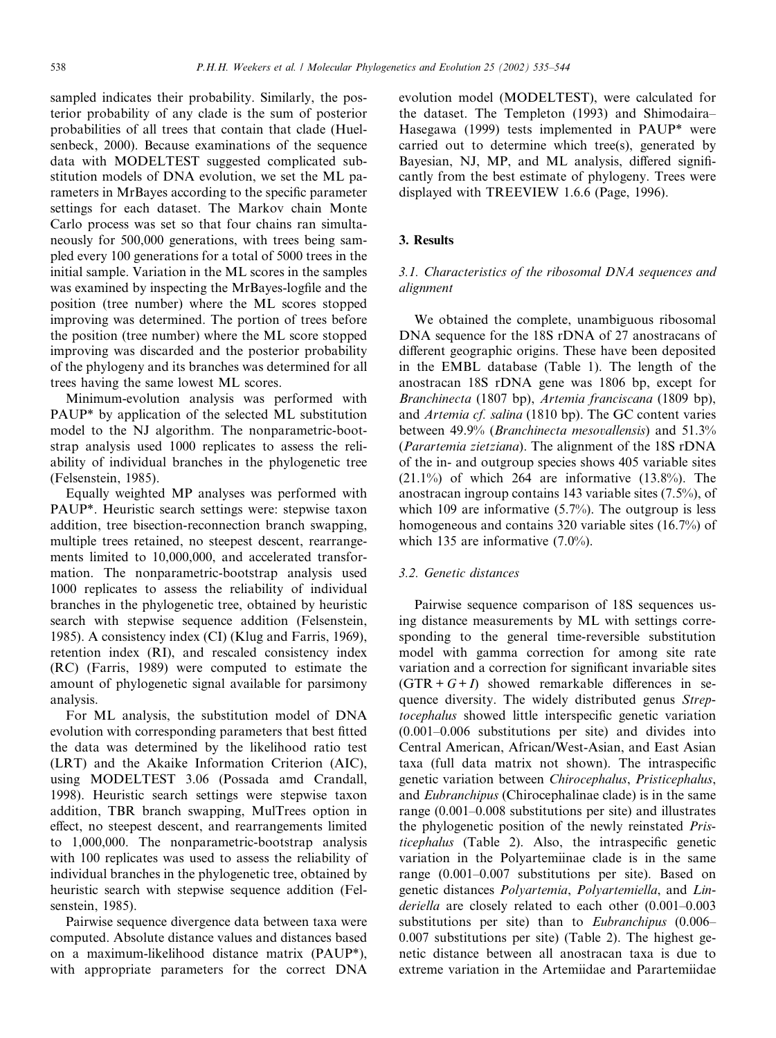sampled indicates their probability. Similarly, the posterior probability of any clade is the sum of posterior probabilities of all trees that contain that clade (Huelsenbeck, 2000). Because examinations of the sequence data with MODELTEST suggested complicated substitution models of DNA evolution, we set the ML parameters in MrBayes according to the specific parameter settings for each dataset. The Markov chain Monte Carlo process was set so that four chains ran simultaneously for 500,000 generations, with trees being sampled every 100 generations for a total of 5000 trees in the initial sample. Variation in the ML scores in the samples was examined by inspecting the MrBayes-logfile and the position (tree number) where the ML scores stopped improving was determined. The portion of trees before the position (tree number) where the ML score stopped improving was discarded and the posterior probability of the phylogeny and its branches was determined for all trees having the same lowest ML scores.

Minimum-evolution analysis was performed with PAUP* by application of the selected ML substitution model to the NJ algorithm. The nonparametric-bootstrap analysis used 1000 replicates to assess the reliability of individual branches in the phylogenetic tree (Felsenstein, 1985).

Equally weighted MP analyses was performed with PAUP*. Heuristic search settings were: stepwise taxon addition, tree bisection-reconnection branch swapping, multiple trees retained, no steepest descent, rearrangements limited to 10,000,000, and accelerated transformation. The nonparametric-bootstrap analysis used 1000 replicates to assess the reliability of individual branches in the phylogenetic tree, obtained by heuristic search with stepwise sequence addition (Felsenstein, 1985). A consistency index (CI) (Klug and Farris, 1969), retention index (RI), and rescaled consistency index (RC) (Farris, 1989) were computed to estimate the amount of phylogenetic signal available for parsimony analysis.

For ML analysis, the substitution model of DNA evolution with corresponding parameters that best fitted the data was determined by the likelihood ratio test (LRT) and the Akaike Information Criterion (AIC), using MODELTEST 3.06 (Possada amd Crandall, 1998). Heuristic search settings were stepwise taxon addition, TBR branch swapping, MulTrees option in effect, no steepest descent, and rearrangements limited to 1,000,000. The nonparametric-bootstrap analysis with 100 replicates was used to assess the reliability of individual branches in the phylogenetic tree, obtained by heuristic search with stepwise sequence addition (Felsenstein, 1985).

Pairwise sequence divergence data between taxa were computed. Absolute distance values and distances based on a maximum-likelihood distance matrix (PAUP*), with appropriate parameters for the correct DNA evolution model (MODELTEST), were calculated for the dataset. The Templeton (1993) and Shimodaira–Hasegawa (1999) tests implemented in PAUP* were carried out to determine which tree(s), generated by Bayesian, NJ, MP, and ML analysis, differed significantly from the best estimate of phylogeny. Trees were displayed with TREEVIEW 1.6.6 (Page, 1996).

## 3. Results

### 3.1. Characteristics of the ribosomal DNA sequences and alignment

We obtained the complete, unambiguous ribosomal DNA sequence for the 18S rDNA of 27 anostracans of different geographic origins. These have been deposited in the EMBL database (Table 1). The length of the anostracan 18S rDNA gene was 1806 bp, except for *Branchinecta* (1807 bp), *Artemia franciscana* (1809 bp), and *Artemia cf. salina* (1810 bp). The GC content varies between 49.9% (*Branchinecta mesovallensis*) and 51.3% (*Parartemia zietziana*). The alignment of the 18S rDNA of the in- and outgroup species shows 405 variable sites (21.1%) of which 264 are informative (13.8%). The anostracan ingroup contains 143 variable sites (7.5%), of which 109 are informative (5.7%). The outgroup is less homogeneous and contains 320 variable sites (16.7%) of which 135 are informative (7.0%).

### 3.2. Genetic distances

Pairwise sequence comparison of 18S sequences using distance measurements by ML with settings corresponding to the general time-reversible substitution model with gamma correction for among site rate variation and a correction for significant invariable sites ($GTR + G + I$) showed remarkable differences in sequence diversity. The widely distributed genus *Streptocephalus* showed little interspecific genetic variation (0.001–0.006 substitutions per site) and divides into Central American, African/West-Asian, and East Asian taxa (full data matrix not shown). The intraspecific genetic variation between *Chirocephalus*, *Pristicephalus*, and *Eubranchipus* (Chirocephalinae clade) is in the same range (0.001–0.008 substitutions per site) and illustrates the phylogenetic position of the newly reinstated *Pristicephalus* (Table 2). Also, the intraspecific genetic variation in the Polyartemiinae clade is in the same range (0.001–0.007 substitutions per site). Based on genetic distances *Polyartemia*, *Polyartemiella*, and *Linderiella* are closely related to each other (0.001–0.003 substitutions per site) than to *Eubranchipus* (0.006–0.007 substitutions per site) (Table 2). The highest genetic distance between all anostracan taxa is due to extreme variation in the Artemiidae and Parartemiidae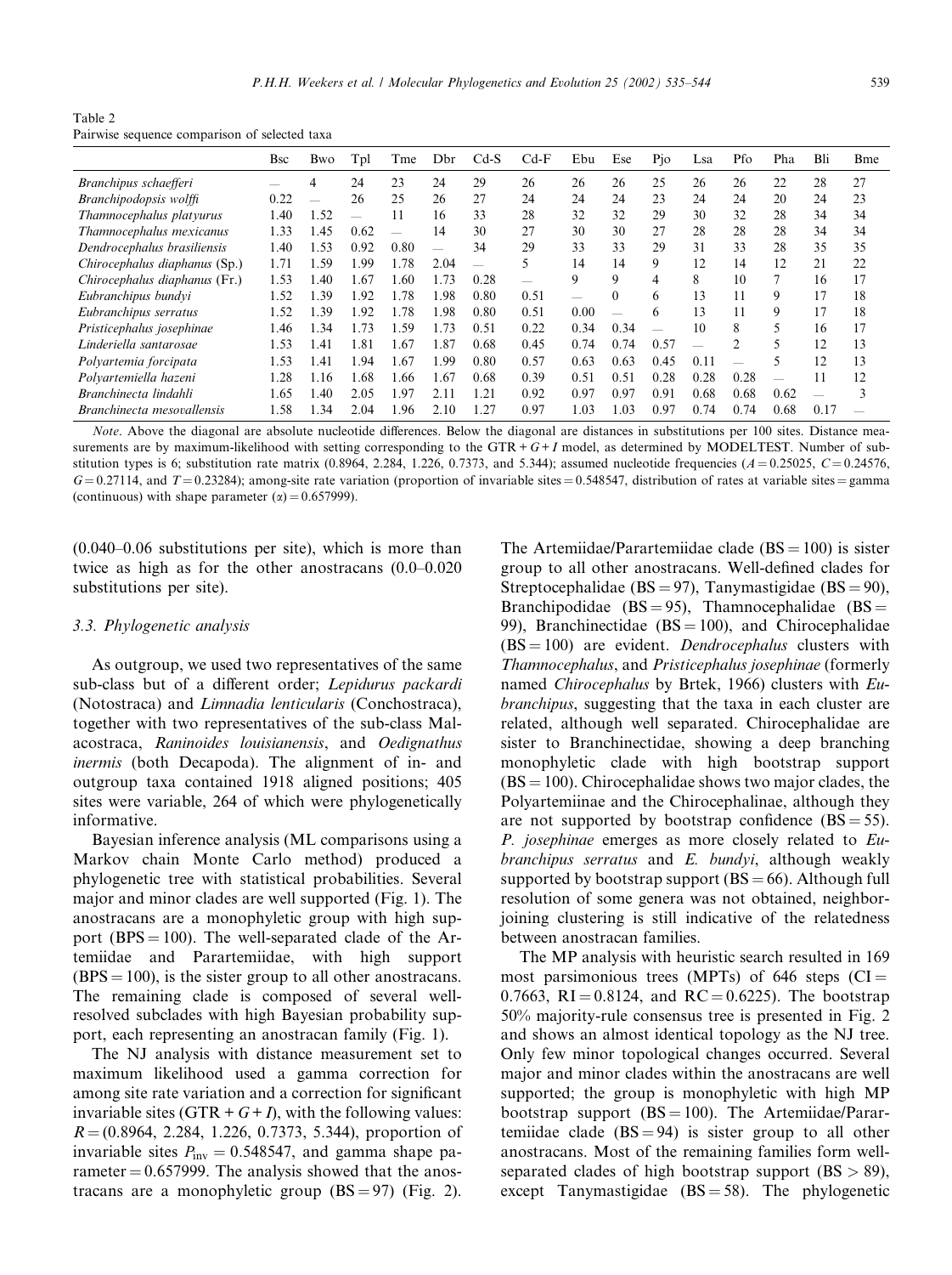Table 2
Pairwise sequence comparison of selected taxa

| | Bsc | Bwo | Tpl | Tme | Dbr | Cd-S | Cd-F | Ebu | Ese | Pjo | Lsa | Pfo | Pha | Bli | Bme |
|---|---|---|---|---|---|---|---|---|---|---|---|---|---|---|---|
| *Branchipus schaefferi* | — | 4 | 24 | 23 | 24 | 29 | 26 | 26 | 26 | 25 | 26 | 26 | 22 | 28 | 27 |
| *Branchipodopsis wolffi* | 0.22 | — | 26 | 25 | 26 | 27 | 24 | 24 | 24 | 23 | 24 | 24 | 20 | 24 | 23 |
| *Thamnocephalus platyurus* | 1.40 | 1.52 | — | 11 | 16 | 33 | 28 | 32 | 32 | 29 | 30 | 32 | 28 | 34 | 34 |
| *Thamnocephalus mexicanus* | 1.33 | 1.45 | 0.62 | — | 14 | 30 | 27 | 30 | 30 | 27 | 28 | 28 | 28 | 34 | 34 |
| *Dendrocephalus brasiliensis* | 1.40 | 1.53 | 0.92 | 0.80 | — | 34 | 29 | 33 | 33 | 29 | 31 | 33 | 28 | 35 | 35 |
| *Chirocephalus diaphanus* (Sp.) | 1.71 | 1.59 | 1.99 | 1.78 | 2.04 | — | 5 | 14 | 14 | 9 | 12 | 14 | 12 | 21 | 22 |
| *Chirocephalus diaphanus* (Fr.) | 1.53 | 1.40 | 1.67 | 1.60 | 1.73 | 0.28 | — | 9 | 9 | 4 | 8 | 10 | 7 | 16 | 17 |
| *Eubranchipus bundyi* | 1.52 | 1.39 | 1.92 | 1.78 | 1.98 | 0.80 | 0.51 | — | 0 | 6 | 13 | 11 | 9 | 17 | 18 |
| *Eubranchipus serratus* | 1.52 | 1.39 | 1.92 | 1.78 | 1.98 | 0.80 | 0.51 | 0.00 | — | 6 | 13 | 11 | 9 | 17 | 18 |
| *Pristicephalus josephinae* | 1.46 | 1.34 | 1.73 | 1.59 | 1.73 | 0.51 | 0.22 | 0.34 | 0.34 | — | 10 | 8 | 5 | 16 | 17 |
| *Linderiella santarosae* | 1.53 | 1.41 | 1.81 | 1.67 | 1.87 | 0.68 | 0.45 | 0.74 | 0.74 | 0.57 | — | 2 | 5 | 12 | 13 |
| *Polyartemia forcipata* | 1.53 | 1.41 | 1.94 | 1.67 | 1.99 | 0.80 | 0.57 | 0.63 | 0.63 | 0.45 | 0.11 | — | 5 | 12 | 13 |
| *Polyartemiella hazeni* | 1.28 | 1.16 | 1.68 | 1.66 | 1.67 | 0.68 | 0.39 | 0.51 | 0.51 | 0.28 | 0.28 | 0.28 | — | 11 | 12 |
| *Branchinecta lindahli* | 1.65 | 1.40 | 2.05 | 1.97 | 2.11 | 1.21 | 0.92 | 0.97 | 0.97 | 0.91 | 0.68 | 0.68 | 0.62 | — | 3 |
| *Branchinecta mesovallensis* | 1.58 | 1.34 | 2.04 | 1.96 | 2.10 | 1.27 | 0.97 | 1.03 | 1.03 | 0.97 | 0.74 | 0.74 | 0.68 | 0.17 | — |

*Note*. Above the diagonal are absolute nucleotide differences. Below the diagonal are distances in substitutions per 100 sites. Distance measurements are by maximum-likelihood with setting corresponding to the GTR + $G$ + $I$ model, as determined by MODELTEST. Number of substitution types is 6; substitution rate matrix (0.8964, 2.284, 1.226, 0.7373, and 5.344); assumed nucleotide frequencies ($A = 0.25025$, $C = 0.24576$, $G = 0.27114$, and $T = 0.23284$); among-site rate variation (proportion of invariable sites = 0.548547, distribution of rates at variable sites = gamma (continuous) with shape parameter ($\alpha$) = 0.657999).

(0.040–0.06 substitutions per site), which is more than twice as high as for the other anostracans (0.0–0.020 substitutions per site).

### 3.3. Phylogenetic analysis

As outgroup, we used two representatives of the same sub-class but of a different order; *Lepidurus packardi* (Notostraca) and *Limnadia lenticularis* (Conchostraca), together with two representatives of the sub-class Malacostraca, *Raninoides louisianensis*, and *Oedignathus inermis* (both Decapoda). The alignment of in- and outgroup taxa contained 1918 aligned positions; 405 sites were variable, 264 of which were phylogenetically informative.

Bayesian inference analysis (ML comparisons using a Markov chain Monte Carlo method) produced a phylogenetic tree with statistical probabilities. Several major and minor clades are well supported (Fig. 1). The anostracans are a monophyletic group with high support (BPS = 100). The well-separated clade of the Artemiidae and Parartemiidae, with high support (BPS = 100), is the sister group to all other anostracans. The remaining clade is composed of several well-resolved subclades with high Bayesian probability support, each representing an anostracan family (Fig. 1).

The NJ analysis with distance measurement set to maximum likelihood used a gamma correction for among site rate variation and a correction for significant invariable sites (GTR + $G$ + $I$), with the following values: $R = (0.8964, 2.284, 1.226, 0.7373, 5.344)$, proportion of invariable sites $P_{inv} = 0.548547$, and gamma shape parameter = 0.657999. The analysis showed that the anostracans are a monophyletic group (BS = 97) (Fig. 2). The Artemiidae/Parartemiidae clade (BS = 100) is sister group to all other anostracans. Well-defined clades for Streptocephalidae (BS = 97), Tanymastigidae (BS = 90), Branchipodidae (BS = 95), Thamnocephalidae (BS = 99), Branchinectidae (BS = 100), and Chirocephalidae (BS = 100) are evident. *Dendrocephalus* clusters with *Thamnocephalus*, and *Pristicephalus josephinae* (formerly named *Chirocephalus* by Brtek, 1966) clusters with *Eubranchipus*, suggesting that the taxa in each cluster are related, although well separated. Chirocephalidae are sister to Branchinectidae, showing a deep branching monophyletic clade with high bootstrap support (BS = 100). Chirocephalidae shows two major clades, the Polyartemiinae and the Chirocephalinae, although they are not supported by bootstrap confidence (BS = 55). *P. josephinae* emerges as more closely related to *Eubranchipus serratus* and *E. bundyi*, although weakly supported by bootstrap support (BS = 66). Although full resolution of some genera was not obtained, neighbor-joining clustering is still indicative of the relatedness between anostracan families.

The MP analysis with heuristic search resulted in 169 most parsimonious trees (MPTs) of 646 steps (CI = 0.7663, RI = 0.8124, and RC = 0.6225). The bootstrap 50% majority-rule consensus tree is presented in Fig. 2 and shows an almost identical topology as the NJ tree. Only few minor topological changes occurred. Several major and minor clades within the anostracans are well supported; the group is monophyletic with high MP bootstrap support (BS = 100). The Artemiidae/Parartemiidae clade (BS = 94) is sister group to all other anostracans. Most of the remaining families form well-separated clades of high bootstrap support (BS > 89), except Tanymastigidae (BS = 58). The phylogenetic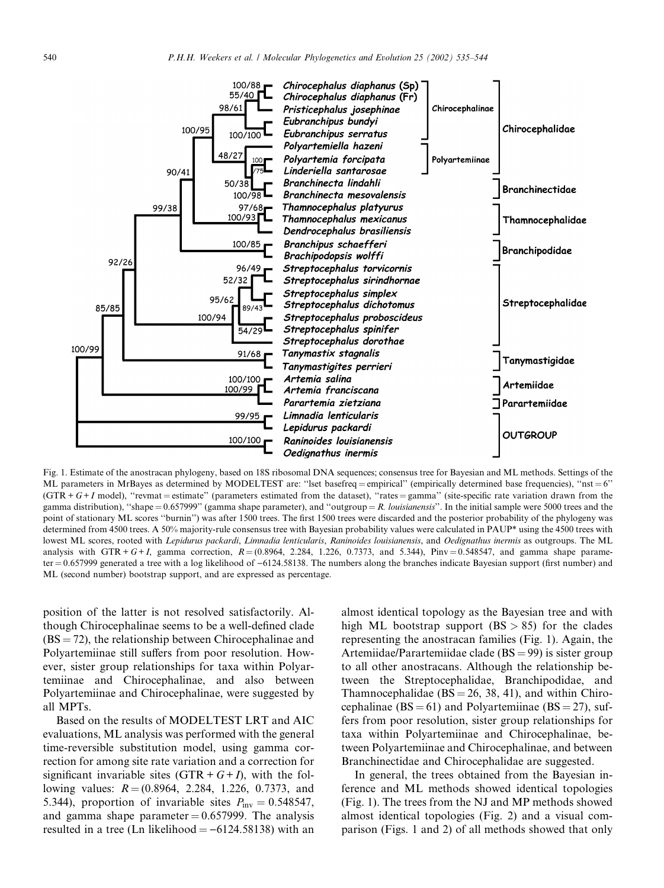Fig. 1. Estimate of the anostracan phylogeny, based on 18S ribosomal DNA sequences; consensus tree for Bayesian and ML methods. Settings of the ML parameters in MrBayes as determined by MODELTEST are: "lset basefreq = empirical" (empirically determined base frequencies), "nst = 6" (GTR + *G* + *I* model), "revmat = estimate" (parameters estimated from the dataset), "rates = gamma" (site-specific rate variation drawn from the gamma distribution), "shape = 0.657999" (gamma shape parameter), and "outgroup = *R. louisianensis*". In the initial sample were 5000 trees and the point of stationary ML scores "burnin") was after 1500 trees. The first 1500 trees were discarded and the posterior probability of the phylogeny was determined from 4500 trees. A 50% majority-rule consensus tree with Bayesian probability values were calculated in PAUP* using the 4500 trees with lowest ML scores, rooted with *Lepidurus packardi*, *Limnadia lenticularis*, *Raninoides louisianensis*, and *Oedignathus inermis* as outgroups. The ML analysis with GTR + *G* + *I*, gamma correction, *R* = (0.8964, 2.284, 1.226, 0.7373, and 5.344), Pinv = 0.548547, and gamma shape parameter = 0.657999 generated a tree with a log likelihood of −6124.58138. The numbers along the branches indicate Bayesian support (first number) and ML (second number) bootstrap support, and are expressed as percentage.

position of the latter is not resolved satisfactorily. Although Chirocephalinae seems to be a well-defined clade (BS = 72), the relationship between Chirocephalinae and Polyartemiinae still suffers from poor resolution. However, sister group relationships for taxa within Polyartemiinae and Chirocephalinae, and also between Polyartemiinae and Chirocephalinae, were suggested by all MPTs.

Based on the results of MODELTEST LRT and AIC evaluations, ML analysis was performed with the general time-reversible substitution model, using gamma correction for among site rate variation and a correction for significant invariable sites (GTR + $G$ + $I$), with the following values: $R$ = (0.8964, 2.284, 1.226, 0.7373, and 5.344), proportion of invariable sites $P_{inv} = 0.548547$, and gamma shape parameter = 0.657999. The analysis resulted in a tree (Ln likelihood = −6124.58138) with an almost identical topology as the Bayesian tree and with high ML bootstrap support (BS > 85) for the clades representing the anostracan families (Fig. 1). Again, the Artemiidae/Parartemiidae clade (BS = 99) is sister group to all other anostracans. Although the relationship between the Streptocephalidae, Branchipodidae, and Thamnocephalidae (BS = 26, 38, 41), and within Chirocephalinae (BS = 61) and Polyartemiinae (BS = 27), suffers from poor resolution, sister group relationships for taxa within Polyartemiinae and Chirocephalinae, between Polyartemiinae and Chirocephalinae, and between Branchinectidae and Chirocephalidae are suggested.

In general, the trees obtained from the Bayesian inference and ML methods showed identical topologies (Fig. 1). The trees from the NJ and MP methods showed almost identical topologies (Fig. 2) and a visual comparison (Figs. 1 and 2) of all methods showed that only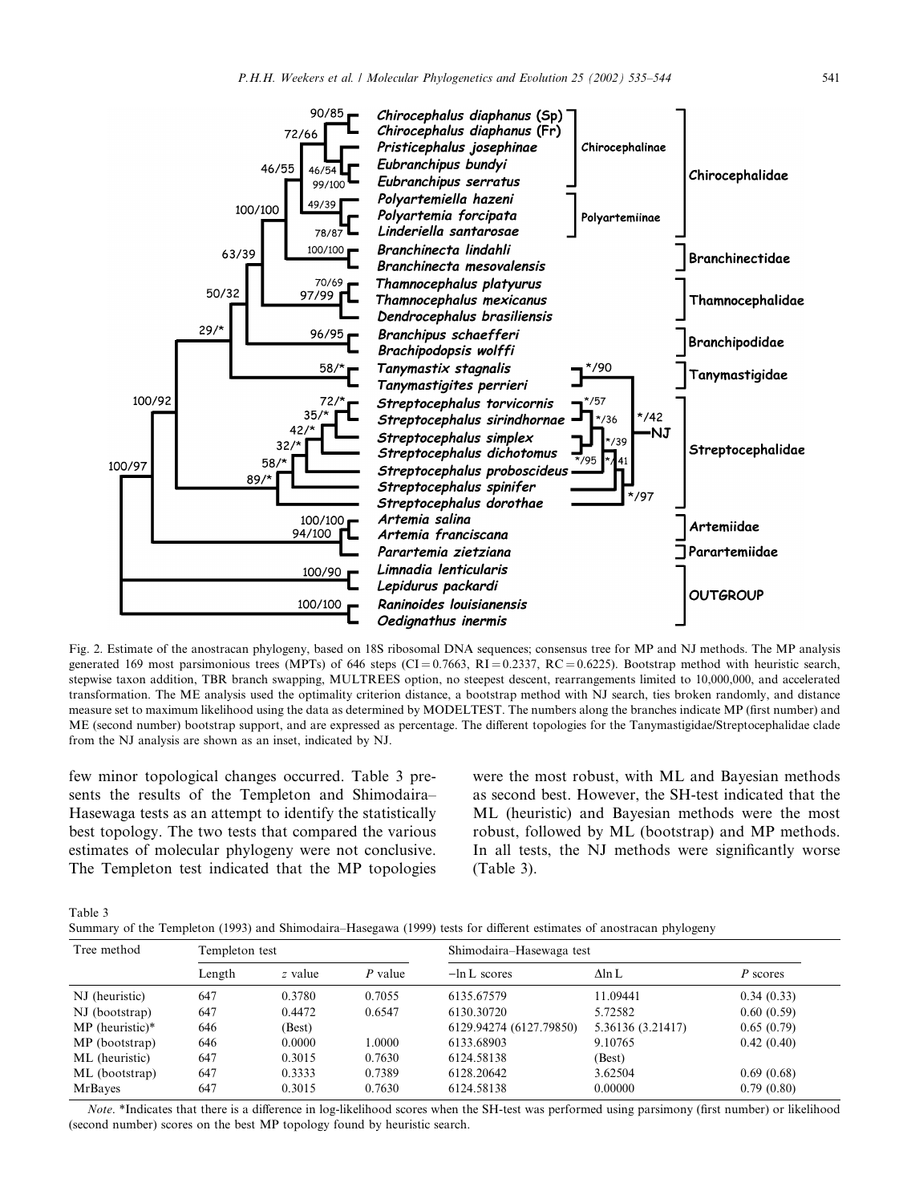90/85
72/66
46/55
46/54
99/100
100/100
49/39
78/87
63/39
100/100
70/69
50/32
97/99
29/*
96/95
58/*
100/92
72/*
35/*
42/*
32/*
58/*
100/97
89/*
100/100
94/100
100/90
100/100

*Chirocephalus diaphanus* (Sp)
*Chirocephalus diaphanus* (Fr)
*Pristicephalus josephinae*
*Eubranchipus bundyi*
*Eubranchipus serratus*
*Polyartemiella hazeni*
*Polyartemia forcipata*
*Linderiella santarosae*
*Branchinecta lindahli*
*Branchinecta mesovalensis*
*Thamnocephalus platyurus*
*Thamnocephalus mexicanus*
*Dendrocephalus brasiliensis*
*Branchipus schaefferi*
*Brachipodopsis wolffi*
*Tanymastix stagnalis*
*Tanymastigites perrieri*
*Streptocephalus torvicornis*
*Streptocephalus sirindhornae*
*Streptocephalus simplex*
*Streptocephalus dichotomus*
*Streptocephalus proboscideus*
*Streptocephalus spinifer*
*Streptocephalus dorothae*
*Artemia salina*
*Artemia franciscana*
*Parartemia zietziana*
*Limnadia lenticularis*
*Lepidurus packardi*
*Raninoides louisianensis*
*Oedignathus inermis*

Chirocephalinae
Polyartemiinae
Chirocephalidae
Branchinectidae
Thamnocephalidae
Branchipodidae
Tanymastigidae
Streptocephalidae
Artemiidae
Parartemiidae
OUTGROUP

*/90
*/57
*/36
*/42
NJ
*/39
*/95
*/41
*/97

Fig. 2. Estimate of the anostracan phylogeny, based on 18S ribosomal DNA sequences; consensus tree for MP and NJ methods. The MP analysis generated 169 most parsimonious trees (MPTs) of 646 steps (CI = 0.7663, RI = 0.2337, RC = 0.6225). Bootstrap method with heuristic search, stepwise taxon addition, TBR branch swapping, MULTREES option, no steepest descent, rearrangements limited to 10,000,000, and accelerated transformation. The ME analysis used the optimality criterion distance, a bootstrap method with NJ search, ties broken randomly, and distance measure set to maximum likelihood using the data as determined by MODELTEST. The numbers along the branches indicate MP (first number) and ME (second number) bootstrap support, and are expressed as percentage. The different topologies for the Tanymastigidae/Streptocephalidae clade from the NJ analysis are shown as an inset, indicated by NJ.

few minor topological changes occurred. Table 3 presents the results of the Templeton and Shimodaira–Hasewaga tests as an attempt to identify the statistically best topology. The two tests that compared the various estimates of molecular phylogeny were not conclusive. The Templeton test indicated that the MP topologies were the most robust, with ML and Bayesian methods as second best. However, the SH-test indicated that the ML (heuristic) and Bayesian methods were the most robust, followed by ML (bootstrap) and MP methods. In all tests, the NJ methods were significantly worse (Table 3).

Table 3
Summary of the Templeton (1993) and Shimodaira–Hasegawa (1999) tests for different estimates of anostracan phylogeny

| Tree method | Templeton test | | | Shimodaira–Hasewaga test | | |
|---|---|---|---|---|---|---|
| | Length | $z$ value | $P$ value | $-\ln L$ scores | $\Delta \ln L$ | $P$ scores |
| NJ (heuristic) | 647 | 0.3780 | 0.7055 | 6135.67579 | 11.09441 | 0.34 (0.33) |
| NJ (bootstrap) | 647 | 0.4472 | 0.6547 | 6130.30720 | 5.72582 | 0.60 (0.59) |
| MP (heuristic)* | 646 | (Best) | | 6129.94274 (6127.79850) | 5.36136 (3.21417) | 0.65 (0.79) |
| MP (bootstrap) | 646 | 0.0000 | 1.0000 | 6133.68903 | 9.10765 | 0.42 (0.40) |
| ML (heuristic) | 647 | 0.3015 | 0.7630 | 6124.58138 | (Best) | |
| ML (bootstrap) | 647 | 0.3333 | 0.7389 | 6128.20642 | 3.62504 | 0.69 (0.68) |
| MrBayes | 647 | 0.3015 | 0.7630 | 6124.58138 | 0.00000 | 0.79 (0.80) |

*Note*. *Indicates that there is a difference in log-likelihood scores when the SH-test was performed using parsimony (first number) or likelihood (second number) scores on the best MP topology found by heuristic search.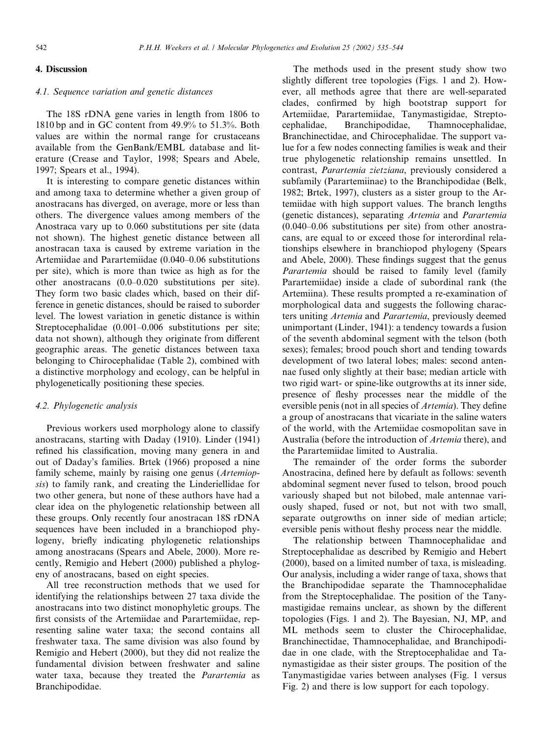## 4. Discussion

### 4.1. Sequence variation and genetic distances

The 18S rDNA gene varies in length from 1806 to 1810 bp and in GC content from 49.9% to 51.3%. Both values are within the normal range for crustaceans available from the GenBank/EMBL database and literature (Crease and Taylor, 1998; Spears and Abele, 1997; Spears et al., 1994).

It is interesting to compare genetic distances within and among taxa to determine whether a given group of anostracans has diverged, on average, more or less than others. The divergence values among members of the Anostraca vary up to 0.060 substitutions per site (data not shown). The highest genetic distance between all anostracan taxa is caused by extreme variation in the Artemiidae and Parartemiidae (0.040–0.06 substitutions per site), which is more than twice as high as for the other anostracans (0.0–0.020 substitutions per site). They form two basic clades which, based on their difference in genetic distances, should be raised to suborder level. The lowest variation in genetic distance is within Streptocephalidae (0.001–0.006 substitutions per site; data not shown), although they originate from different geographic areas. The genetic distances between taxa belonging to Chirocephalidae (Table 2), combined with a distinctive morphology and ecology, can be helpful in phylogenetically positioning these species.

### 4.2. Phylogenetic analysis

Previous workers used morphology alone to classify anostracans, starting with Daday (1910). Linder (1941) refined his classification, moving many genera in and out of Daday's families. Brtek (1966) proposed a nine family scheme, mainly by raising one genus (*Artemiopsis*) to family rank, and creating the Linderiellidae for two other genera, but none of these authors have had a clear idea on the phylogenetic relationship between all these groups. Only recently four anostracan 18S rDNA sequences have been included in a branchiopod phylogeny, briefly indicating phylogenetic relationships among anostracans (Spears and Abele, 2000). More recently, Remigio and Hebert (2000) published a phylogeny of anostracans, based on eight species.

All tree reconstruction methods that we used for identifying the relationships between 27 taxa divide the anostracans into two distinct monophyletic groups. The first consists of the Artemiidae and Parartemiidae, representing saline water taxa; the second contains all freshwater taxa. The same division was also found by Remigio and Hebert (2000), but they did not realize the fundamental division between freshwater and saline water taxa, because they treated the *Parartemia* as Branchipodidae.

The methods used in the present study show two slightly different tree topologies (Figs. 1 and 2). However, all methods agree that there are well-separated clades, confirmed by high bootstrap support for Artemiidae, Parartemiidae, Tanymastigidae, Streptocephalidae, Branchipodidae, Thamnocephalidae, Branchinectidae, and Chirocephalidae. The support value for a few nodes connecting families is weak and their true phylogenetic relationship remains unsettled. In contrast, *Parartemia zietziana*, previously considered a subfamily (Parartemiinae) to the Branchipodidae (Belk, 1982; Brtek, 1997), clusters as a sister group to the Artemiidae with high support values. The branch lengths (genetic distances), separating *Artemia* and *Parartemia* (0.040–0.06 substitutions per site) from other anostracans, are equal to or exceed those for interordinal relationships elsewhere in branchiopod phylogeny (Spears and Abele, 2000). These findings suggest that the genus *Parartemia* should be raised to family level (family Parartemiidae) inside a clade of subordinal rank (the Artemiina). These results prompted a re-examination of morphological data and suggests the following characters uniting *Artemia* and *Parartemia*, previously deemed unimportant (Linder, 1941): a tendency towards a fusion of the seventh abdominal segment with the telson (both sexes); females; brood pouch short and tending towards development of two lateral lobes; males: second antennae fused only slightly at their base; median article with two rigid wart- or spine-like outgrowths at its inner side, presence of fleshy processes near the middle of the eversible penis (not in all species of *Artemia*). They define a group of anostracans that vicariate in the saline waters of the world, with the Artemiidae cosmopolitan save in Australia (before the introduction of *Artemia* there), and the Parartemiidae limited to Australia.

The remainder of the order forms the suborder Anostracina, defined here by default as follows: seventh abdominal segment never fused to telson, brood pouch variously shaped but not bilobed, male antennae variously shaped, fused or not, but not with two small, separate outgrowths on inner side of median article; eversible penis without fleshy process near the middle.

The relationship between Thamnocephalidae and Streptocephalidae as described by Remigio and Hebert (2000), based on a limited number of taxa, is misleading. Our analysis, including a wider range of taxa, shows that the Branchipodidae separate the Thamnocephalidae from the Streptocephalidae. The position of the Tanymastigidae remains unclear, as shown by the different topologies (Figs. 1 and 2). The Bayesian, NJ, MP, and ML methods seem to cluster the Chirocephalidae, Branchinectidae, Thamnocephalidae, and Branchipodidae in one clade, with the Streptocephalidae and Tanymastigidae as their sister groups. The position of the Tanymastigidae varies between analyses (Fig. 1 versus Fig. 2) and there is low support for each topology.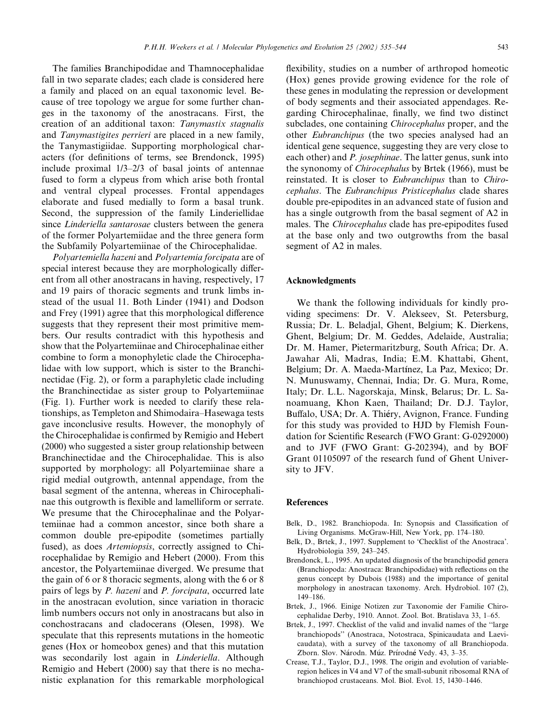The families Branchipodidae and Thamnocephalidae fall in two separate clades; each clade is considered here a family and placed on an equal taxonomic level. Because of tree topology we argue for some further changes in the taxonomy of the anostracans. First, the creation of an additional taxon: *Tanymastix stagnalis* and *Tanymastigites perrieri* are placed in a new family, the Tanymastigiidae. Supporting morphological characters (for definitions of terms, see Brendonck, 1995) include proximal 1/3–2/3 of basal joints of antennae fused to form a clypeus from which arise both frontal and ventral clypeal processes. Frontal appendages elaborate and fused medially to form a basal trunk. Second, the suppression of the family Linderiellidae since *Linderiella santarosae* clusters between the genera of the former Polyartemiidae and the three genera form the Subfamily Polyartemiinae of the Chirocephalidae.

*Polyartemiella hazeni* and *Polyartemia forcipata* are of special interest because they are morphologically different from all other anostracans in having, respectively, 17 and 19 pairs of thoracic segments and trunk limbs instead of the usual 11. Both Linder (1941) and Dodson and Frey (1991) agree that this morphological difference suggests that they represent their most primitive members. Our results contradict with this hypothesis and show that the Polyartemiinae and Chirocephalinae either combine to form a monophyletic clade the Chirocephalidae with low support, which is sister to the Branchinectidae (Fig. 2), or form a paraphyletic clade including the Branchinectidae as sister group to Polyartemiinae (Fig. 1). Further work is needed to clarify these relationships, as Templeton and Shimodaira–Hasewaga tests gave inconclusive results. However, the monophyly of the Chirocephalidae is confirmed by Remigio and Hebert (2000) who suggested a sister group relationship between Branchinectidae and the Chirocephalidae. This is also supported by morphology: all Polyartemiinae share a rigid medial outgrowth, antennal appendage, from the basal segment of the antenna, whereas in Chirocephalinae this outgrowth is flexible and lamelliform or serrate. We presume that the Chirocephalinae and the Polyartemiinae had a common ancestor, since both share a common double pre-epipodite (sometimes partially fused), as does *Artemiopsis*, correctly assigned to Chirocephalidae by Remigio and Hebert (2000). From this ancestor, the Polyartemiinae diverged. We presume that the gain of 6 or 8 thoracic segments, along with the 6 or 8 pairs of legs by *P. hazeni* and *P. forcipata*, occurred late in the anostracan evolution, since variation in thoracic limb numbers occurs not only in anostracans but also in conchostracans and cladocerans (Olesen, 1998). We speculate that this represents mutations in the homeotic genes (Hox or homeobox genes) and that this mutation was secondarily lost again in *Linderiella*. Although Remigio and Hebert (2000) say that there is no mechanistic explanation for this remarkable morphological flexibility, studies on a number of arthropod homeotic (Hox) genes provide growing evidence for the role of these genes in modulating the repression or development of body segments and their associated appendages. Regarding Chirocephalinae, finally, we find two distinct subclades, one containing *Chirocephalus* proper, and the other *Eubranchipus* (the two species analysed had an identical gene sequence, suggesting they are very close to each other) and *P. josephinae*. The latter genus, sunk into the synonomy of *Chirocephalus* by Brtek (1966), must be reinstated. It is closer to *Eubranchipus* than to *Chirocephalus*. The *Eubranchipus Pristicephalus* clade shares double pre-epipodites in an advanced state of fusion and has a single outgrowth from the basal segment of A2 in males. The *Chirocephalus* clade has pre-epipodites fused at the base only and two outgrowths from the basal segment of A2 in males.

## Acknowledgments

We thank the following individuals for kindly providing specimens: Dr. V. Alekseev, St. Petersburg, Russia; Dr. L. Beladjal, Ghent, Belgium; K. Dierkens, Ghent, Belgium; Dr. M. Geddes, Adelaide, Australia; Dr. M. Hamer, Pietermaritzburg, South Africa; Dr. A. Jawahar Ali, Madras, India; E.M. Khattabi, Ghent, Belgium; Dr. A. Maeda-Martínez, La Paz, Mexico; Dr. N. Munuswamy, Chennai, India; Dr. G. Mura, Rome, Italy; Dr. L.L. Nagorskaja, Minsk, Belarus; Dr. L. Sanoamuang, Khon Kaen, Thailand; Dr. D.J. Taylor, Buffalo, USA; Dr. A. Thiéry, Avignon, France. Funding for this study was provided to HJD by Flemish Foundation for Scientific Research (FWO Grant: G-0292000) and to JVF (FWO Grant: G-202394), and by BOF Grant 01105097 of the research fund of Ghent University to JFV.

## References

Belk, D., 1982. Branchiopoda. In: Synopsis and Classification of Living Organisms. McGraw-Hill, New York, pp. 174–180.

Belk, D., Brtek, J., 1997. Supplement to 'Checklist of the Anostraca'. Hydrobiologia 359, 243–245.

Brendonck, L., 1995. An updated diagnosis of the branchipodid genera (Branchiopoda: Anostraca: Branchipodidae) with reflections on the genus concept by Dubois (1988) and the importance of genital morphology in anostracan taxonomy. Arch. Hydrobiol. 107 (2), 149–186.

Brtek, J., 1966. Einige Notizen zur Taxonomie der Familie Chirocephalidae Derby, 1910. Annot. Zool. Bot. Bratislava 33, 1–65.

Brtek, J., 1997. Checklist of the valid and invalid names of the "large branchiopods" (Anostraca, Notostraca, Spinicaudata and Laevicaudata), with a survey of the taxonomy of all Branchiopoda. Zborn. Slov. Národn. Múz. Prírodné Vedy. 43, 3–35.

Crease, T.J., Taylor, D.J., 1998. The origin and evolution of variable-region helices in V4 and V7 of the small-subunit ribosomal RNA of branchiopod crustaceans. Mol. Biol. Evol. 15, 1430–1446.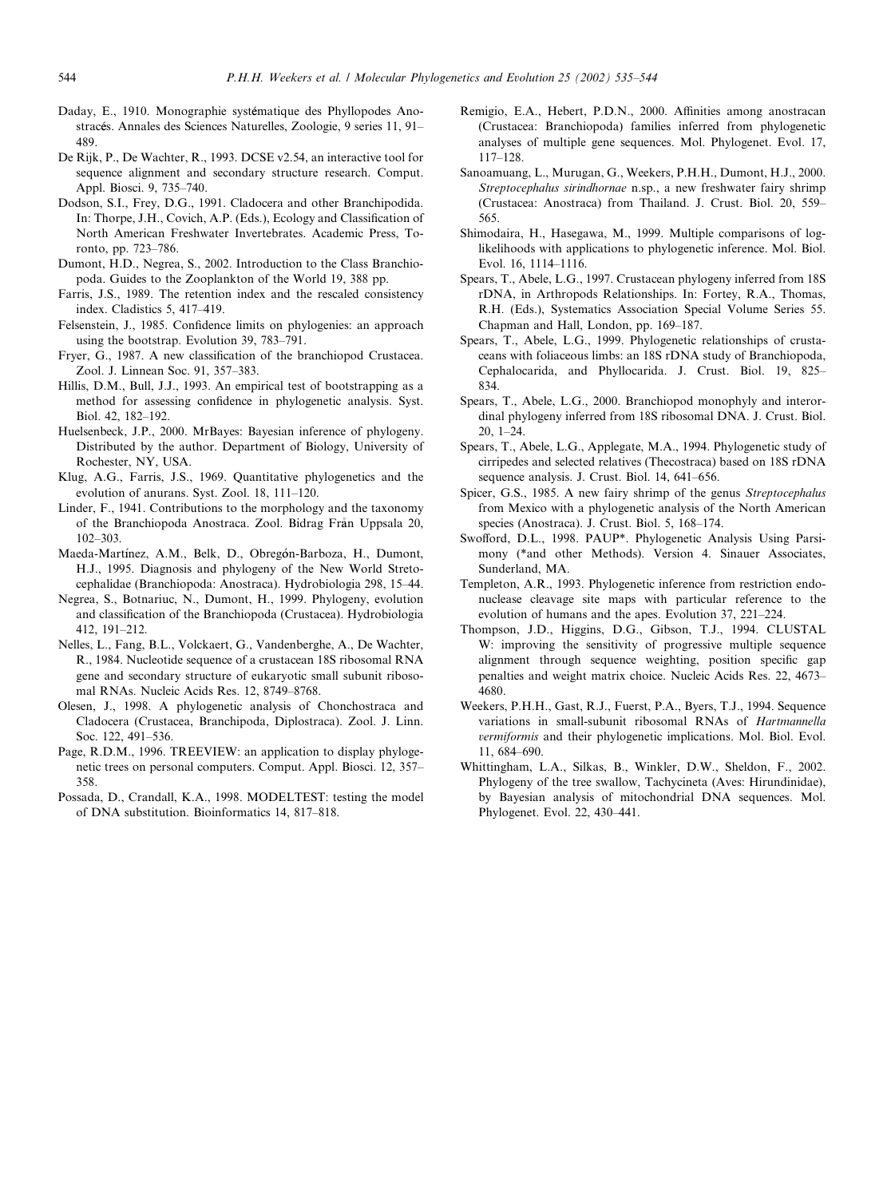Daday, E., 1910. Monographie systématique des Phyllopodes Anostracés. Annales des Sciences Naturelles, Zoologie, 9 series 11, 91–489.

De Rijk, P., De Wachter, R., 1993. DCSE v2.54, an interactive tool for sequence alignment and secondary structure research. Comput. Appl. Biosci. 9, 735–740.

Dodson, S.I., Frey, D.G., 1991. Cladocera and other Branchipodida. In: Thorpe, J.H., Covich, A.P. (Eds.), Ecology and Classification of North American Freshwater Invertebrates. Academic Press, Toronto, pp. 723–786.

Dumont, H.D., Negrea, S., 2002. Introduction to the Class Branchiopoda. Guides to the Zooplankton of the World 19, 388 pp.

Farris, J.S., 1989. The retention index and the rescaled consistency index. Cladistics 5, 417–419.

Felsenstein, J., 1985. Confidence limits on phylogenies: an approach using the bootstrap. Evolution 39, 783–791.

Fryer, G., 1987. A new classification of the branchiopod Crustacea. Zool. J. Linnean Soc. 91, 357–383.

Hillis, D.M., Bull, J.J., 1993. An empirical test of bootstrapping as a method for assessing confidence in phylogenetic analysis. Syst. Biol. 42, 182–192.

Huelsenbeck, J.P., 2000. MrBayes: Bayesian inference of phylogeny. Distributed by the author. Department of Biology, University of Rochester, NY, USA.

Klug, A.G., Farris, J.S., 1969. Quantitative phylogenetics and the evolution of anurans. Syst. Zool. 18, 111–120.

Linder, F., 1941. Contributions to the morphology and the taxonomy of the Branchiopoda Anostraca. Zool. Bidrag Från Uppsala 20, 102–303.

Maeda-Martínez, A.M., Belk, D., Obregón-Barboza, H., Dumont, H.J., 1995. Diagnosis and phylogeny of the New World Stretocephalidae (Branchiopoda: Anostraca). Hydrobiologia 298, 15–44.

Negrea, S., Botnariuc, N., Dumont, H., 1999. Phylogeny, evolution and classification of the Branchiopoda (Crustacea). Hydrobiologia 412, 191–212.

Nelles, L., Fang, B.L., Volckaert, G., Vandenberghe, A., De Wachter, R., 1984. Nucleotide sequence of a crustacean 18S ribosomal RNA gene and secondary structure of eukaryotic small subunit ribosomal RNAs. Nucleic Acids Res. 12, 8749–8768.

Olesen, J., 1998. A phylogenetic analysis of Chonchostraca and Cladocera (Crustacea, Branchipoda, Diplostraca). Zool. J. Linn. Soc. 122, 491–536.

Page, R.D.M., 1996. TREEVIEW: an application to display phylogenetic trees on personal computers. Comput. Appl. Biosci. 12, 357–358.

Possada, D., Crandall, K.A., 1998. MODELTEST: testing the model of DNA substitution. Bioinformatics 14, 817–818.

Remigio, E.A., Hebert, P.D.N., 2000. Affinities among anostracan (Crustacea: Branchiopoda) families inferred from phylogenetic analyses of multiple gene sequences. Mol. Phylogenet. Evol. 17, 117–128.

Sanoamuang, L., Murugan, G., Weekers, P.H.H., Dumont, H.J., 2000. *Streptocephalus sirindhornae* n.sp., a new freshwater fairy shrimp (Crustacea: Anostraca) from Thailand. J. Crust. Biol. 20, 559–565.

Shimodaira, H., Hasegawa, M., 1999. Multiple comparisons of log-likelihoods with applications to phylogenetic inference. Mol. Biol. Evol. 16, 1114–1116.

Spears, T., Abele, L.G., 1997. Crustacean phylogeny inferred from 18S rDNA, in Arthropods Relationships. In: Fortey, R.A., Thomas, R.H. (Eds.), Systematics Association Special Volume Series 55. Chapman and Hall, London, pp. 169–187.

Spears, T., Abele, L.G., 1999. Phylogenetic relationships of crustaceans with foliaceous limbs: an 18S rDNA study of Branchiopoda, Cephalocarida, and Phyllocarida. J. Crust. Biol. 19, 825–834.

Spears, T., Abele, L.G., 2000. Branchiopod monophyly and interordinal phylogeny inferred from 18S ribosomal DNA. J. Crust. Biol. 20, 1–24.

Spears, T., Abele, L.G., Applegate, M.A., 1994. Phylogenetic study of cirripedes and selected relatives (Thecostraca) based on 18S rDNA sequence analysis. J. Crust. Biol. 14, 641–656.

Spicer, G.S., 1985. A new fairy shrimp of the genus *Streptocephalus* from Mexico with a phylogenetic analysis of the North American species (Anostraca). J. Crust. Biol. 5, 168–174.

Swofford, D.L., 1998. PAUP*. Phylogenetic Analysis Using Parsimony (*and other Methods). Version 4. Sinauer Associates, Sunderland, MA.

Templeton, A.R., 1993. Phylogenetic inference from restriction endonuclease cleavage site maps with particular reference to the evolution of humans and the apes. Evolution 37, 221–224.

Thompson, J.D., Higgins, D.G., Gibson, T.J., 1994. CLUSTAL W: improving the sensitivity of progressive multiple sequence alignment through sequence weighting, position specific gap penalties and weight matrix choice. Nucleic Acids Res. 22, 4673–4680.

Weekers, P.H.H., Gast, R.J., Fuerst, P.A., Byers, T.J., 1994. Sequence variations in small-subunit ribosomal RNAs of *Hartmannella vermiformis* and their phylogenetic implications. Mol. Biol. Evol. 11, 684–690.

Whittingham, L.A., Silkas, B., Winkler, D.W., Sheldon, F., 2002. Phylogeny of the tree swallow, Tachycineta (Aves: Hirundinidae), by Bayesian analysis of mitochondrial DNA sequences. Mol. Phylogenet. Evol. 22, 430–441.